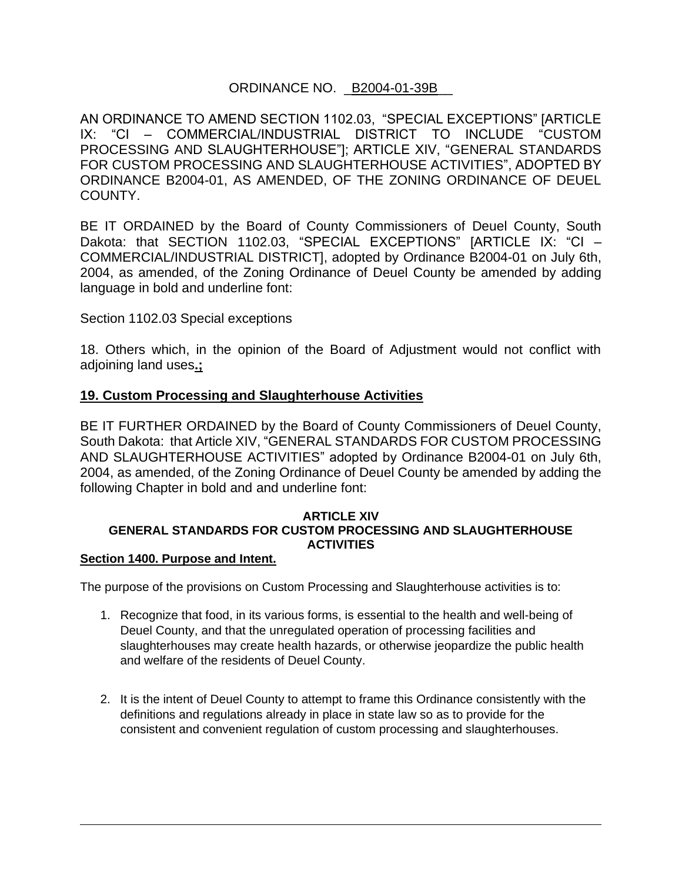ORDINANCE NO. _B2004-01-39B__

AN ORDINANCE TO AMEND SECTION 1102.03, "SPECIAL EXCEPTIONS" [ARTICLE IX: "CI – COMMERCIAL/INDUSTRIAL DISTRICT TO INCLUDE "CUSTOM PROCESSING AND SLAUGHTERHOUSE"]; ARTICLE XIV, "GENERAL STANDARDS FOR CUSTOM PROCESSING AND SLAUGHTERHOUSE ACTIVITIES", ADOPTED BY ORDINANCE B2004-01, AS AMENDED, OF THE ZONING ORDINANCE OF DEUEL COUNTY.

BE IT ORDAINED by the Board of County Commissioners of Deuel County, South Dakota: that SECTION 1102.03, "SPECIAL EXCEPTIONS" [ARTICLE IX: "CI – COMMERCIAL/INDUSTRIAL DISTRICT], adopted by Ordinance B2004-01 on July 6th, 2004, as amended, of the Zoning Ordinance of Deuel County be amended by adding language in bold and underline font:

Section 1102.03 Special exceptions

18. Others which, in the opinion of the Board of Adjustment would not conflict with adjoining land uses**.;**

**19. Custom Processing and Slaughterhouse Activities**

BE IT FURTHER ORDAINED by the Board of County Commissioners of Deuel County, South Dakota: that Article XIV, "GENERAL STANDARDS FOR CUSTOM PROCESSING AND SLAUGHTERHOUSE ACTIVITIES" adopted by Ordinance B2004-01 on July 6th, 2004, as amended, of the Zoning Ordinance of Deuel County be amended by adding the following Chapter in bold and and underline font:

## ARTICLE XIV
## GENERAL STANDARDS FOR CUSTOM PROCESSING AND SLAUGHTERHOUSE ACTIVITIES

**Section 1400. Purpose and Intent.**

The purpose of the provisions on Custom Processing and Slaughterhouse activities is to:

1. Recognize that food, in its various forms, is essential to the health and well-being of Deuel County, and that the unregulated operation of processing facilities and slaughterhouses may create health hazards, or otherwise jeopardize the public health and welfare of the residents of Deuel County.

2. It is the intent of Deuel County to attempt to frame this Ordinance consistently with the definitions and regulations already in place in state law so as to provide for the consistent and convenient regulation of custom processing and slaughterhouses.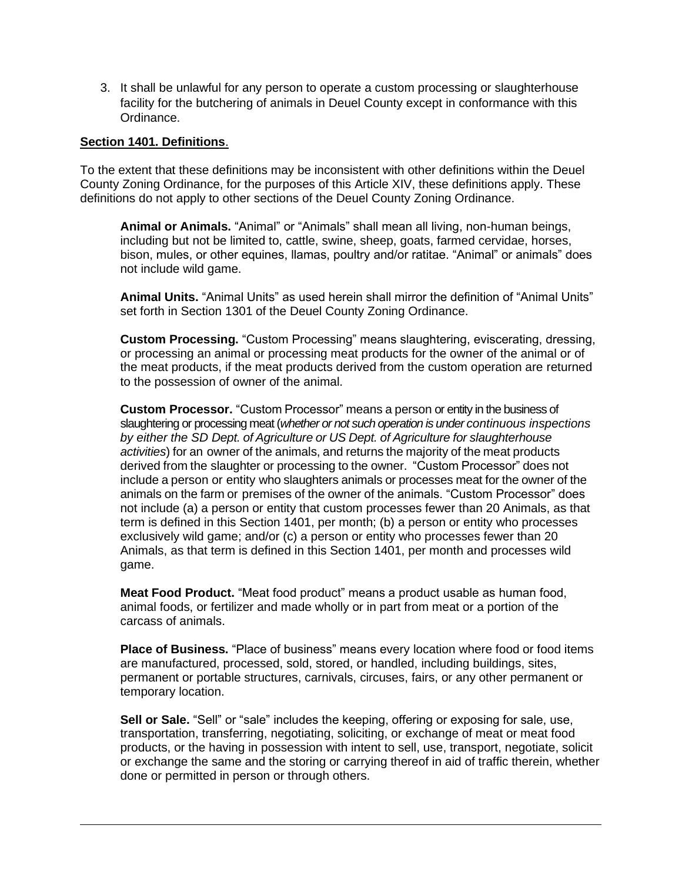3. It shall be unlawful for any person to operate a custom processing or slaughterhouse facility for the butchering of animals in Deuel County except in conformance with this Ordinance.

**Section 1401. Definitions**.

To the extent that these definitions may be inconsistent with other definitions within the Deuel County Zoning Ordinance, for the purposes of this Article XIV, these definitions apply. These definitions do not apply to other sections of the Deuel County Zoning Ordinance.

**Animal or Animals.** "Animal" or "Animals" shall mean all living, non-human beings, including but not be limited to, cattle, swine, sheep, goats, farmed cervidae, horses, bison, mules, or other equines, llamas, poultry and/or ratitae. "Animal" or animals" does not include wild game.

**Animal Units.** "Animal Units" as used herein shall mirror the definition of "Animal Units" set forth in Section 1301 of the Deuel County Zoning Ordinance.

**Custom Processing.** "Custom Processing" means slaughtering, eviscerating, dressing, or processing an animal or processing meat products for the owner of the animal or of the meat products, if the meat products derived from the custom operation are returned to the possession of owner of the animal.

**Custom Processor.** "Custom Processor" means a person or entity in the business of slaughtering or processing meat (*whether or not such operation is under continuous inspections by either the SD Dept. of Agriculture or US Dept. of Agriculture for slaughterhouse activities*) for an owner of the animals, and returns the majority of the meat products derived from the slaughter or processing to the owner. "Custom Processor" does not include a person or entity who slaughters animals or processes meat for the owner of the animals on the farm or premises of the owner of the animals. "Custom Processor" does not include (a) a person or entity that custom processes fewer than 20 Animals, as that term is defined in this Section 1401, per month; (b) a person or entity who processes exclusively wild game; and/or (c) a person or entity who processes fewer than 20 Animals, as that term is defined in this Section 1401, per month and processes wild game.

**Meat Food Product.** "Meat food product" means a product usable as human food, animal foods, or fertilizer and made wholly or in part from meat or a portion of the carcass of animals.

**Place of Business.** "Place of business" means every location where food or food items are manufactured, processed, sold, stored, or handled, including buildings, sites, permanent or portable structures, carnivals, circuses, fairs, or any other permanent or temporary location.

**Sell or Sale.** "Sell" or "sale" includes the keeping, offering or exposing for sale, use, transportation, transferring, negotiating, soliciting, or exchange of meat or meat food products, or the having in possession with intent to sell, use, transport, negotiate, solicit or exchange the same and the storing or carrying thereof in aid of traffic therein, whether done or permitted in person or through others.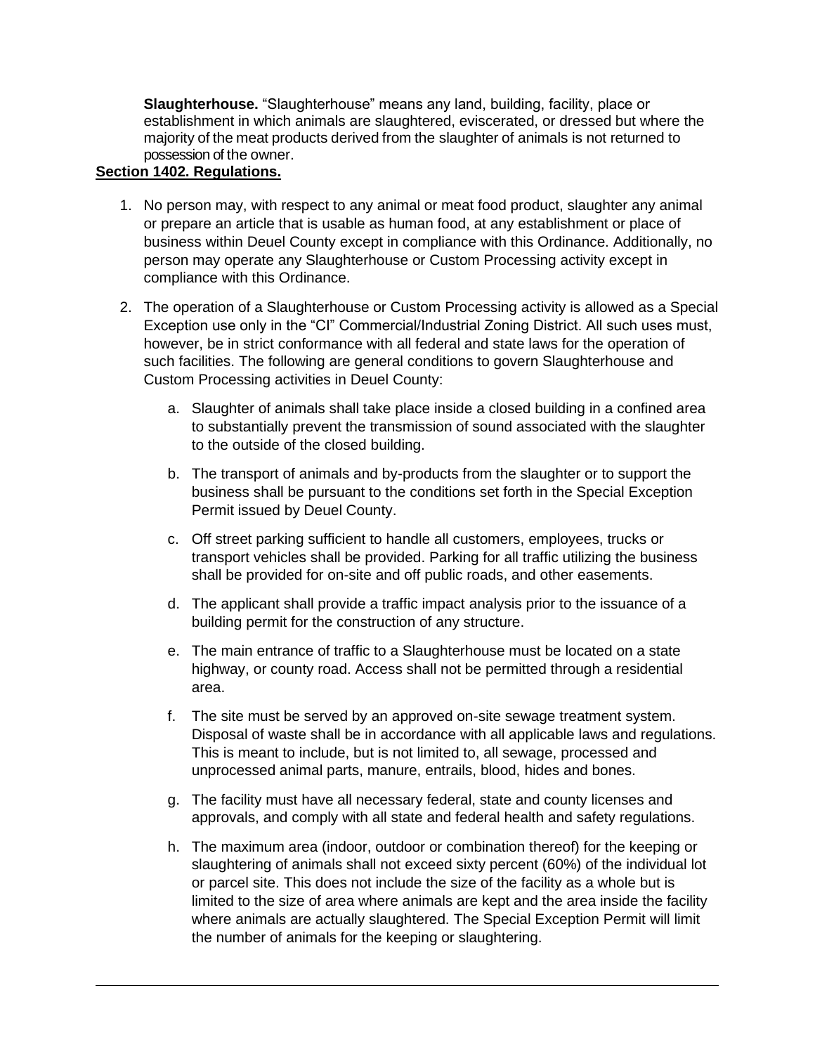**Slaughterhouse.** “Slaughterhouse” means any land, building, facility, place or establishment in which animals are slaughtered, eviscerated, or dressed but where the majority of the meat products derived from the slaughter of animals is not returned to possession of the owner.

**Section 1402. Regulations.**

1. No person may, with respect to any animal or meat food product, slaughter any animal or prepare an article that is usable as human food, at any establishment or place of business within Deuel County except in compliance with this Ordinance. Additionally, no person may operate any Slaughterhouse or Custom Processing activity except in compliance with this Ordinance.

2. The operation of a Slaughterhouse or Custom Processing activity is allowed as a Special Exception use only in the “CI” Commercial/Industrial Zoning District. All such uses must, however, be in strict conformance with all federal and state laws for the operation of such facilities. The following are general conditions to govern Slaughterhouse and Custom Processing activities in Deuel County:

    a. Slaughter of animals shall take place inside a closed building in a confined area to substantially prevent the transmission of sound associated with the slaughter to the outside of the closed building.

    b. The transport of animals and by-products from the slaughter or to support the business shall be pursuant to the conditions set forth in the Special Exception Permit issued by Deuel County.

    c. Off street parking sufficient to handle all customers, employees, trucks or transport vehicles shall be provided. Parking for all traffic utilizing the business shall be provided for on-site and off public roads, and other easements.

    d. The applicant shall provide a traffic impact analysis prior to the issuance of a building permit for the construction of any structure.

    e. The main entrance of traffic to a Slaughterhouse must be located on a state highway, or county road. Access shall not be permitted through a residential area.

    f. The site must be served by an approved on-site sewage treatment system. Disposal of waste shall be in accordance with all applicable laws and regulations. This is meant to include, but is not limited to, all sewage, processed and unprocessed animal parts, manure, entrails, blood, hides and bones.

    g. The facility must have all necessary federal, state and county licenses and approvals, and comply with all state and federal health and safety regulations.

    h. The maximum area (indoor, outdoor or combination thereof) for the keeping or slaughtering of animals shall not exceed sixty percent (60%) of the individual lot or parcel site. This does not include the size of the facility as a whole but is limited to the size of area where animals are kept and the area inside the facility where animals are actually slaughtered. The Special Exception Permit will limit the number of animals for the keeping or slaughtering.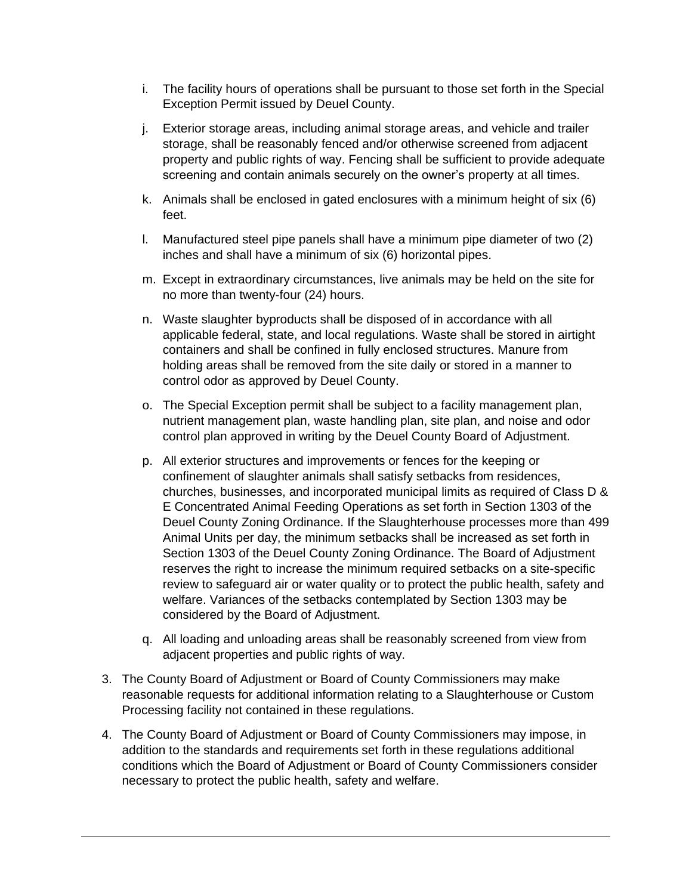i. The facility hours of operations shall be pursuant to those set forth in the Special Exception Permit issued by Deuel County.

j. Exterior storage areas, including animal storage areas, and vehicle and trailer storage, shall be reasonably fenced and/or otherwise screened from adjacent property and public rights of way. Fencing shall be sufficient to provide adequate screening and contain animals securely on the owner's property at all times.

k. Animals shall be enclosed in gated enclosures with a minimum height of six (6) feet.

l. Manufactured steel pipe panels shall have a minimum pipe diameter of two (2) inches and shall have a minimum of six (6) horizontal pipes.

m. Except in extraordinary circumstances, live animals may be held on the site for no more than twenty-four (24) hours.

n. Waste slaughter byproducts shall be disposed of in accordance with all applicable federal, state, and local regulations. Waste shall be stored in airtight containers and shall be confined in fully enclosed structures. Manure from holding areas shall be removed from the site daily or stored in a manner to control odor as approved by Deuel County.

o. The Special Exception permit shall be subject to a facility management plan, nutrient management plan, waste handling plan, site plan, and noise and odor control plan approved in writing by the Deuel County Board of Adjustment.

p. All exterior structures and improvements or fences for the keeping or confinement of slaughter animals shall satisfy setbacks from residences, churches, businesses, and incorporated municipal limits as required of Class D & E Concentrated Animal Feeding Operations as set forth in Section 1303 of the Deuel County Zoning Ordinance. If the Slaughterhouse processes more than 499 Animal Units per day, the minimum setbacks shall be increased as set forth in Section 1303 of the Deuel County Zoning Ordinance. The Board of Adjustment reserves the right to increase the minimum required setbacks on a site-specific review to safeguard air or water quality or to protect the public health, safety and welfare. Variances of the setbacks contemplated by Section 1303 may be considered by the Board of Adjustment.

q. All loading and unloading areas shall be reasonably screened from view from adjacent properties and public rights of way.

3. The County Board of Adjustment or Board of County Commissioners may make reasonable requests for additional information relating to a Slaughterhouse or Custom Processing facility not contained in these regulations.

4. The County Board of Adjustment or Board of County Commissioners may impose, in addition to the standards and requirements set forth in these regulations additional conditions which the Board of Adjustment or Board of County Commissioners consider necessary to protect the public health, safety and welfare.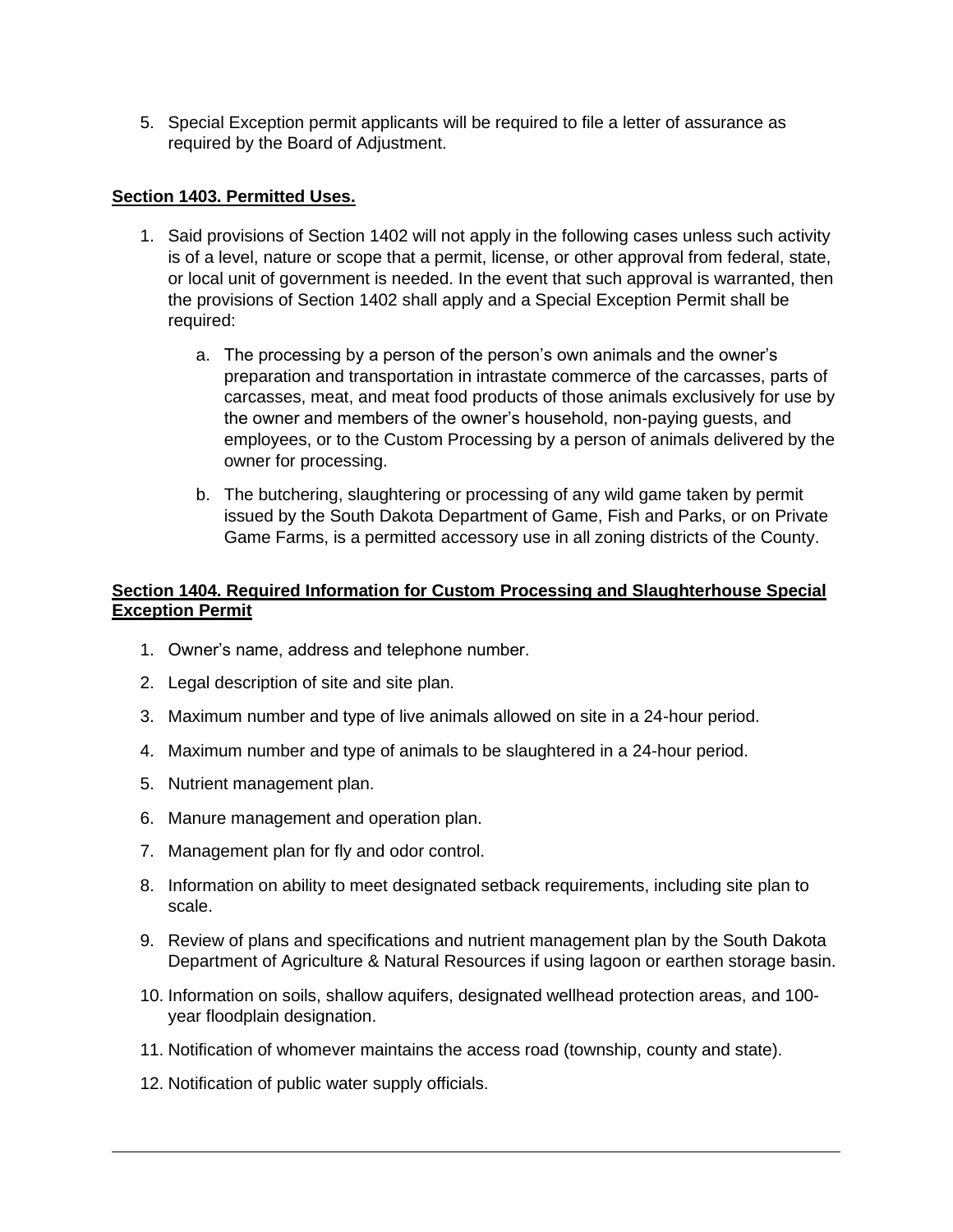5. Special Exception permit applicants will be required to file a letter of assurance as required by the Board of Adjustment.

## Section 1403. Permitted Uses.

1. Said provisions of Section 1402 will not apply in the following cases unless such activity is of a level, nature or scope that a permit, license, or other approval from federal, state, or local unit of government is needed. In the event that such approval is warranted, then the provisions of Section 1402 shall apply and a Special Exception Permit shall be required:

    a. The processing by a person of the person's own animals and the owner's preparation and transportation in intrastate commerce of the carcasses, parts of carcasses, meat, and meat food products of those animals exclusively for use by the owner and members of the owner's household, non-paying guests, and employees, or to the Custom Processing by a person of animals delivered by the owner for processing.

    b. The butchering, slaughtering or processing of any wild game taken by permit issued by the South Dakota Department of Game, Fish and Parks, or on Private Game Farms, is a permitted accessory use in all zoning districts of the County.

## Section 1404. Required Information for Custom Processing and Slaughterhouse Special Exception Permit

1. Owner's name, address and telephone number.
2. Legal description of site and site plan.
3. Maximum number and type of live animals allowed on site in a 24-hour period.
4. Maximum number and type of animals to be slaughtered in a 24-hour period.
5. Nutrient management plan.
6. Manure management and operation plan.
7. Management plan for fly and odor control.
8. Information on ability to meet designated setback requirements, including site plan to scale.
9. Review of plans and specifications and nutrient management plan by the South Dakota Department of Agriculture & Natural Resources if using lagoon or earthen storage basin.
10. Information on soils, shallow aquifers, designated wellhead protection areas, and 100-year floodplain designation.
11. Notification of whomever maintains the access road (township, county and state).
12. Notification of public water supply officials.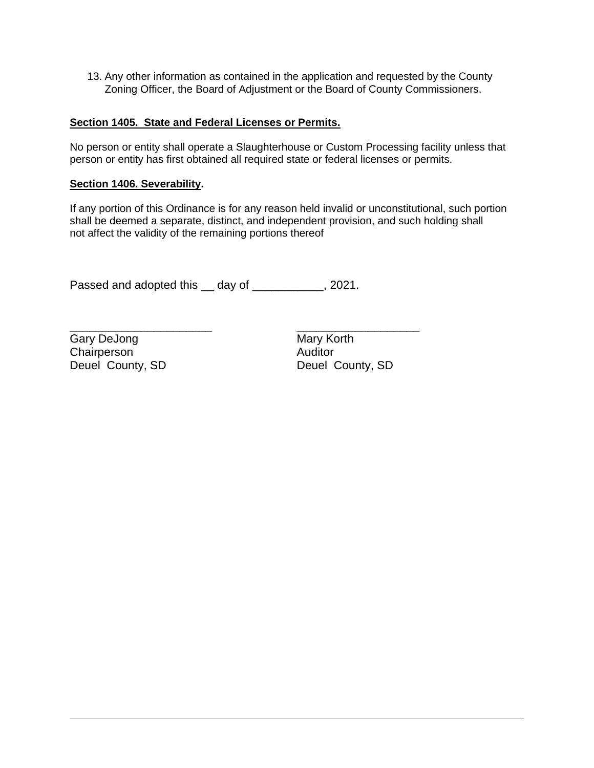13. Any other information as contained in the application and requested by the County Zoning Officer, the Board of Adjustment or the Board of County Commissioners.

**Section 1405. State and Federal Licenses or Permits.**

No person or entity shall operate a Slaughterhouse or Custom Processing facility unless that person or entity has first obtained all required state or federal licenses or permits.

**Section 1406. Severability.**

If any portion of this Ordinance is for any reason held invalid or unconstitutional, such portion shall be deemed a separate, distinct, and independent provision, and such holding shall not affect the validity of the remaining portions thereof

Passed and adopted this __ day of ___________, 2021.

______________________
Gary DeJong
Chairperson
Deuel County, SD

___________________
Mary Korth
Auditor
Deuel County, SD